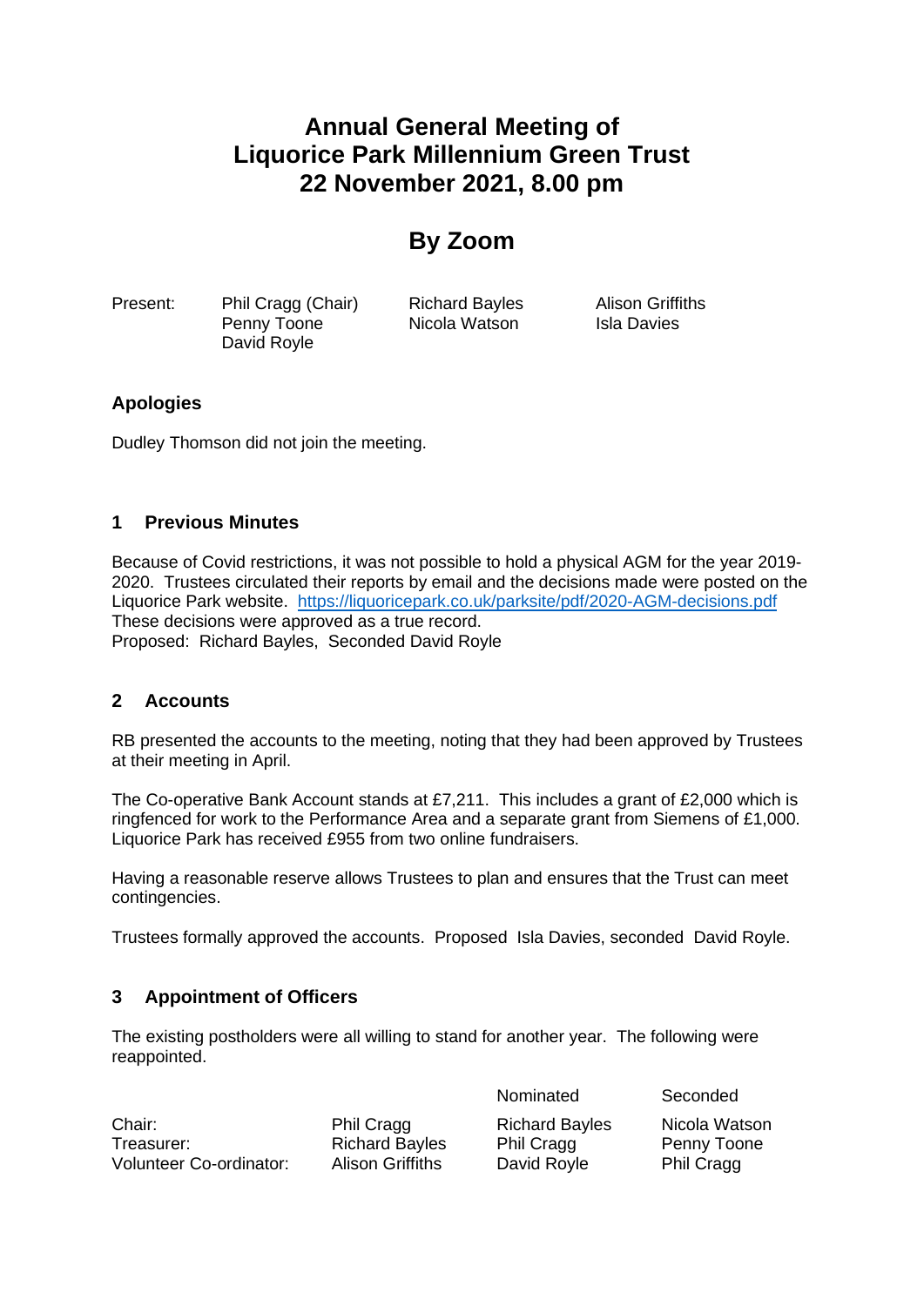# Annual General Meeting of Liquorice Park Millennium Green Trust 22 November 2021, 8.00 pm

# By Zoom

| Present: | Phil Cragg (Chair) | Richard Bayles | Alison Griffiths |
|---|---|---|---|
| | Penny Toone | Nicola Watson | Isla Davies |
| | David Royle | | |

### Apologies

Dudley Thomson did not join the meeting.

### 1 Previous Minutes

Because of Covid restrictions, it was not possible to hold a physical AGM for the year 2019-2020. Trustees circulated their reports by email and the decisions made were posted on the Liquorice Park website. https://liquoricepark.co.uk/parksite/pdf/2020-AGM-decisions.pdf
These decisions were approved as a true record.
Proposed: Richard Bayles, Seconded David Royle

### 2 Accounts

RB presented the accounts to the meeting, noting that they had been approved by Trustees at their meeting in April.

The Co-operative Bank Account stands at £7,211. This includes a grant of £2,000 which is ringfenced for work to the Performance Area and a separate grant from Siemens of £1,000. Liquorice Park has received £955 from two online fundraisers.

Having a reasonable reserve allows Trustees to plan and ensures that the Trust can meet contingencies.

Trustees formally approved the accounts. Proposed Isla Davies, seconded David Royle.

### 3 Appointment of Officers

The existing postholders were all willing to stand for another year. The following were reappointed.

| | | Nominated | Seconded |
|---|---|---|---|
| Chair: | Phil Cragg | Richard Bayles | Nicola Watson |
| Treasurer: | Richard Bayles | Phil Cragg | Penny Toone |
| Volunteer Co-ordinator: | Alison Griffiths | David Royle | Phil Cragg |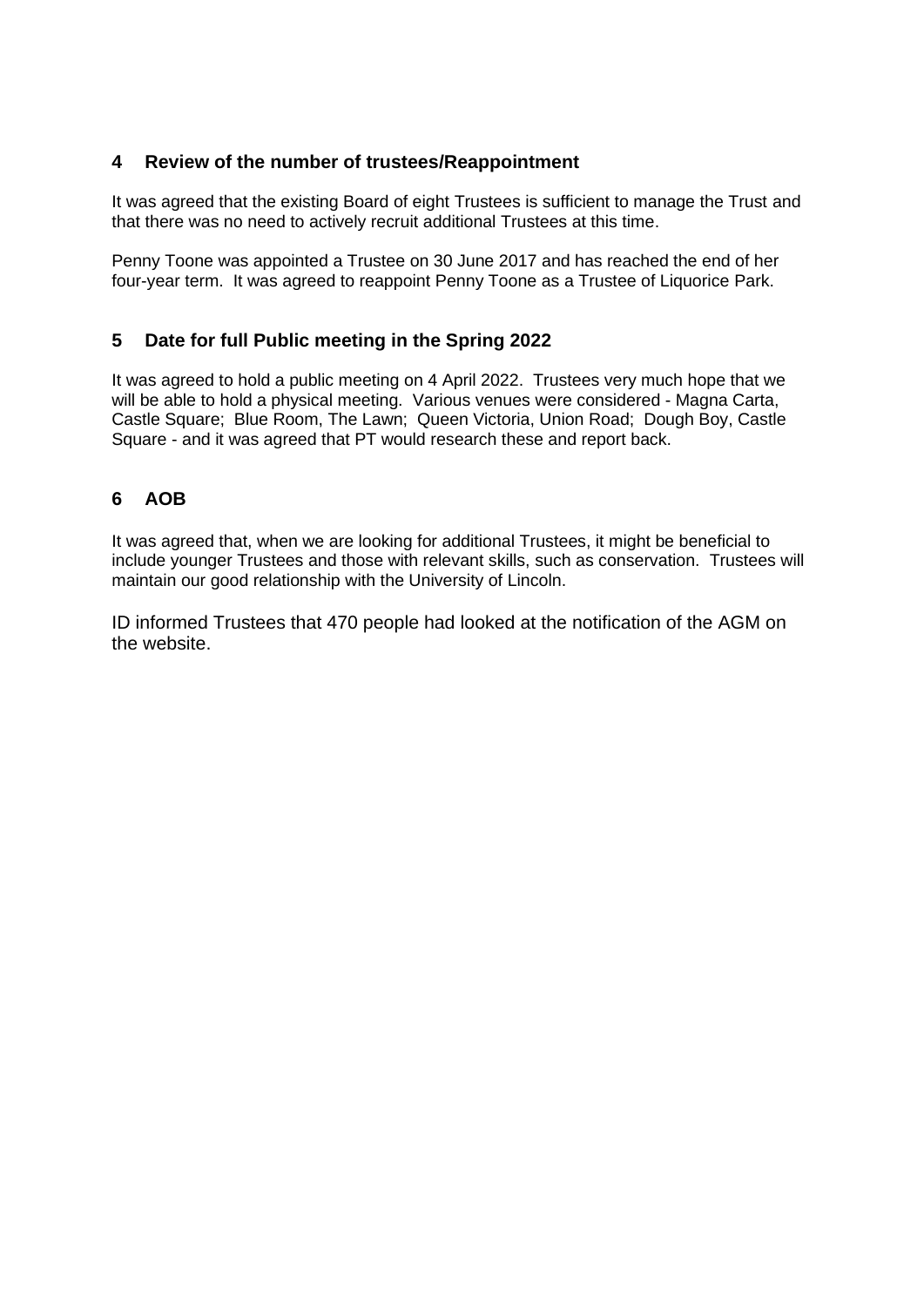## 4 Review of the number of trustees/Reappointment

It was agreed that the existing Board of eight Trustees is sufficient to manage the Trust and that there was no need to actively recruit additional Trustees at this time.

Penny Toone was appointed a Trustee on 30 June 2017 and has reached the end of her four-year term. It was agreed to reappoint Penny Toone as a Trustee of Liquorice Park.

## 5 Date for full Public meeting in the Spring 2022

It was agreed to hold a public meeting on 4 April 2022. Trustees very much hope that we will be able to hold a physical meeting. Various venues were considered - Magna Carta, Castle Square; Blue Room, The Lawn; Queen Victoria, Union Road; Dough Boy, Castle Square - and it was agreed that PT would research these and report back.

## 6 AOB

It was agreed that, when we are looking for additional Trustees, it might be beneficial to include younger Trustees and those with relevant skills, such as conservation. Trustees will maintain our good relationship with the University of Lincoln.

ID informed Trustees that 470 people had looked at the notification of the AGM on the website.